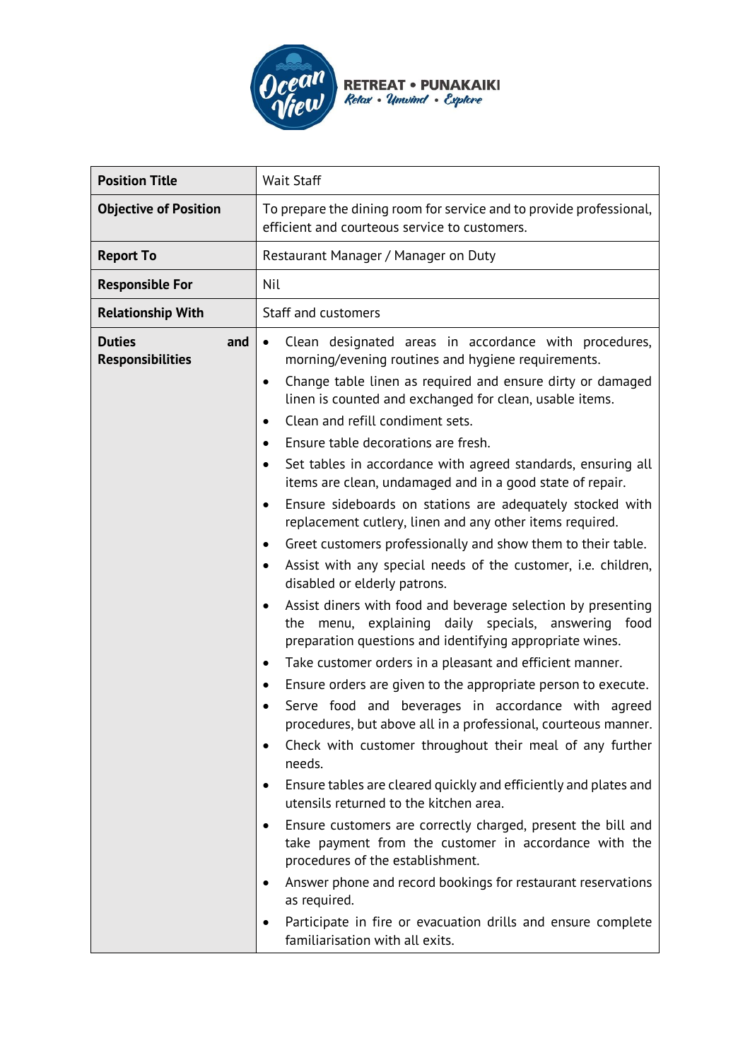Ocean View RETREAT • PUNAKAIKI

*Relax • Unwind • Explore*

| **Position Title** | Wait Staff |
| --- | --- |
| **Objective of Position** | To prepare the dining room for service and to provide professional, efficient and courteous service to customers. |
| **Report To** | Restaurant Manager / Manager on Duty |
| **Responsible For** | Nil |
| **Relationship With** | Staff and customers |
| **Duties and Responsibilities** | • Clean designated areas in accordance with procedures, morning/evening routines and hygiene requirements.<br>• Change table linen as required and ensure dirty or damaged linen is counted and exchanged for clean, usable items.<br>• Clean and refill condiment sets.<br>• Ensure table decorations are fresh.<br>• Set tables in accordance with agreed standards, ensuring all items are clean, undamaged and in a good state of repair.<br>• Ensure sideboards on stations are adequately stocked with replacement cutlery, linen and any other items required.<br>• Greet customers professionally and show them to their table.<br>• Assist with any special needs of the customer, i.e. children, disabled or elderly patrons.<br>• Assist diners with food and beverage selection by presenting the menu, explaining daily specials, answering food preparation questions and identifying appropriate wines.<br>• Take customer orders in a pleasant and efficient manner.<br>• Ensure orders are given to the appropriate person to execute.<br>• Serve food and beverages in accordance with agreed procedures, but above all in a professional, courteous manner.<br>• Check with customer throughout their meal of any further needs.<br>• Ensure tables are cleared quickly and efficiently and plates and utensils returned to the kitchen area.<br>• Ensure customers are correctly charged, present the bill and take payment from the customer in accordance with the procedures of the establishment.<br>• Answer phone and record bookings for restaurant reservations as required.<br>• Participate in fire or evacuation drills and ensure complete familiarisation with all exits. |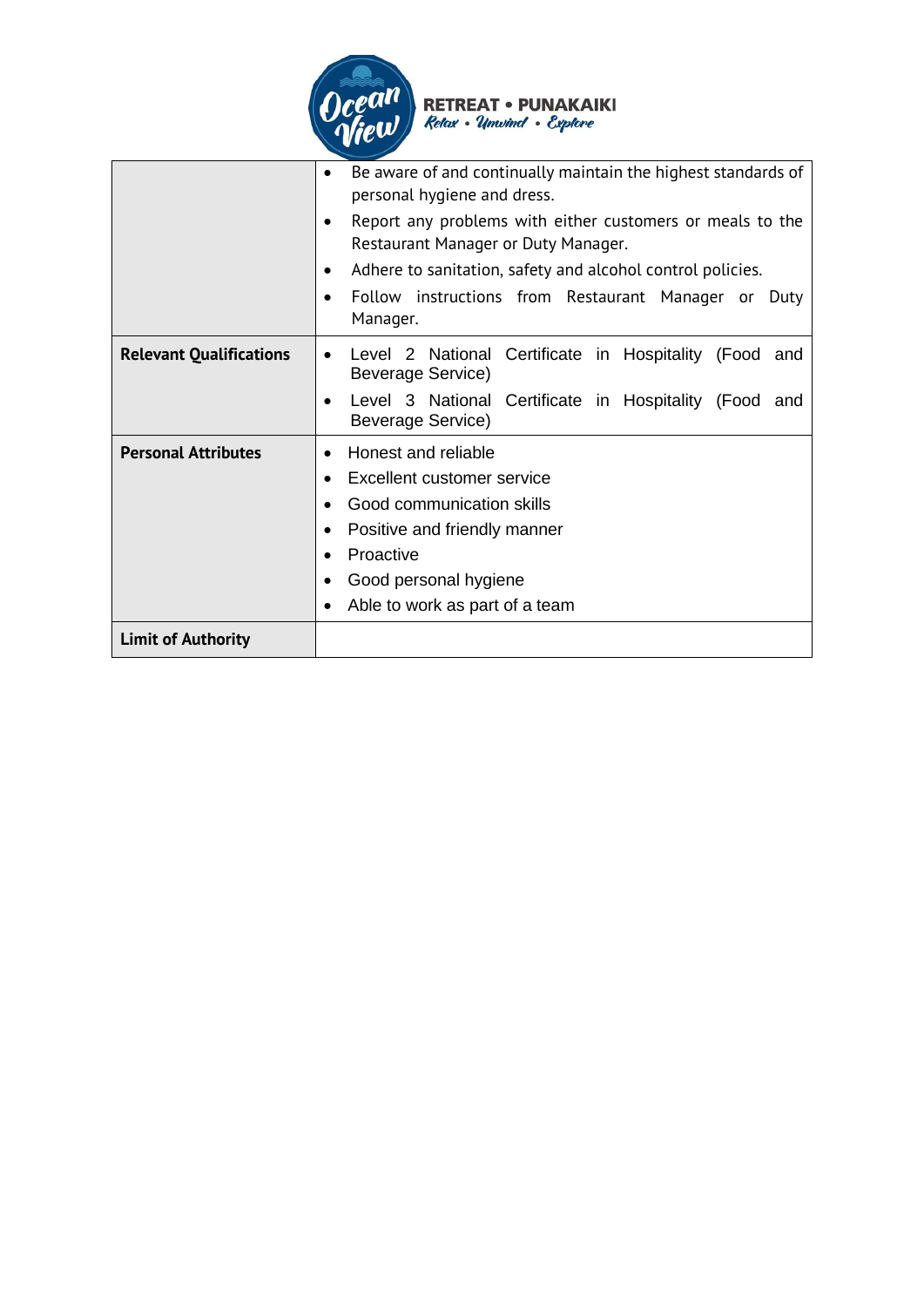| | |
|---|---|
| | • Be aware of and continually maintain the highest standards of personal hygiene and dress.<br>• Report any problems with either customers or meals to the Restaurant Manager or Duty Manager.<br>• Adhere to sanitation, safety and alcohol control policies.<br>• Follow instructions from Restaurant Manager or Duty Manager. |
| **Relevant Qualifications** | • Level 2 National Certificate in Hospitality (Food and Beverage Service)<br>• Level 3 National Certificate in Hospitality (Food and Beverage Service) |
| **Personal Attributes** | • Honest and reliable<br>• Excellent customer service<br>• Good communication skills<br>• Positive and friendly manner<br>• Proactive<br>• Good personal hygiene<br>• Able to work as part of a team |
| **Limit of Authority** | |